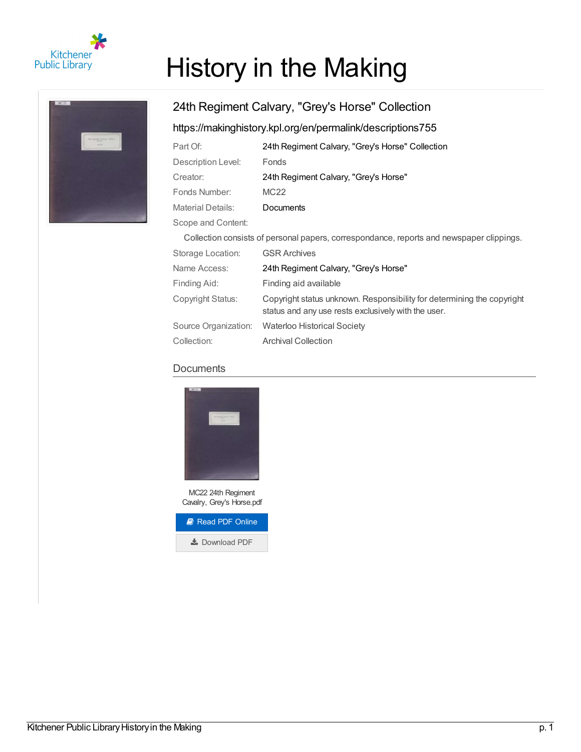Kitchener Public Library

# History in the Making

## 24th Regiment Calvary, "Grey's Horse" Collection

https://makinghistory.kpl.org/en/permalink/descriptions755

| | |
|---|---|
| Part Of: | 24th Regiment Calvary, "Grey's Horse" Collection |
| Description Level: | Fonds |
| Creator: | 24th Regiment Calvary, "Grey's Horse" |
| Fonds Number: | MC22 |
| Material Details: | Documents |
| Scope and Content: | |

Collection consists of personal papers, correspondance, reports and newspaper clippings.

| | |
|---|---|
| Storage Location: | GSR Archives |
| Name Access: | 24th Regiment Calvary, "Grey's Horse" |
| Finding Aid: | Finding aid available |
| Copyright Status: | Copyright status unknown. Responsibility for determining the copyright status and any use rests exclusively with the user. |
| Source Organization: | Waterloo Historical Society |
| Collection: | Archival Collection |

### Documents

MC22 24th Regiment Cavalry, Grey's Horse.pdf

Read PDF Online

Download PDF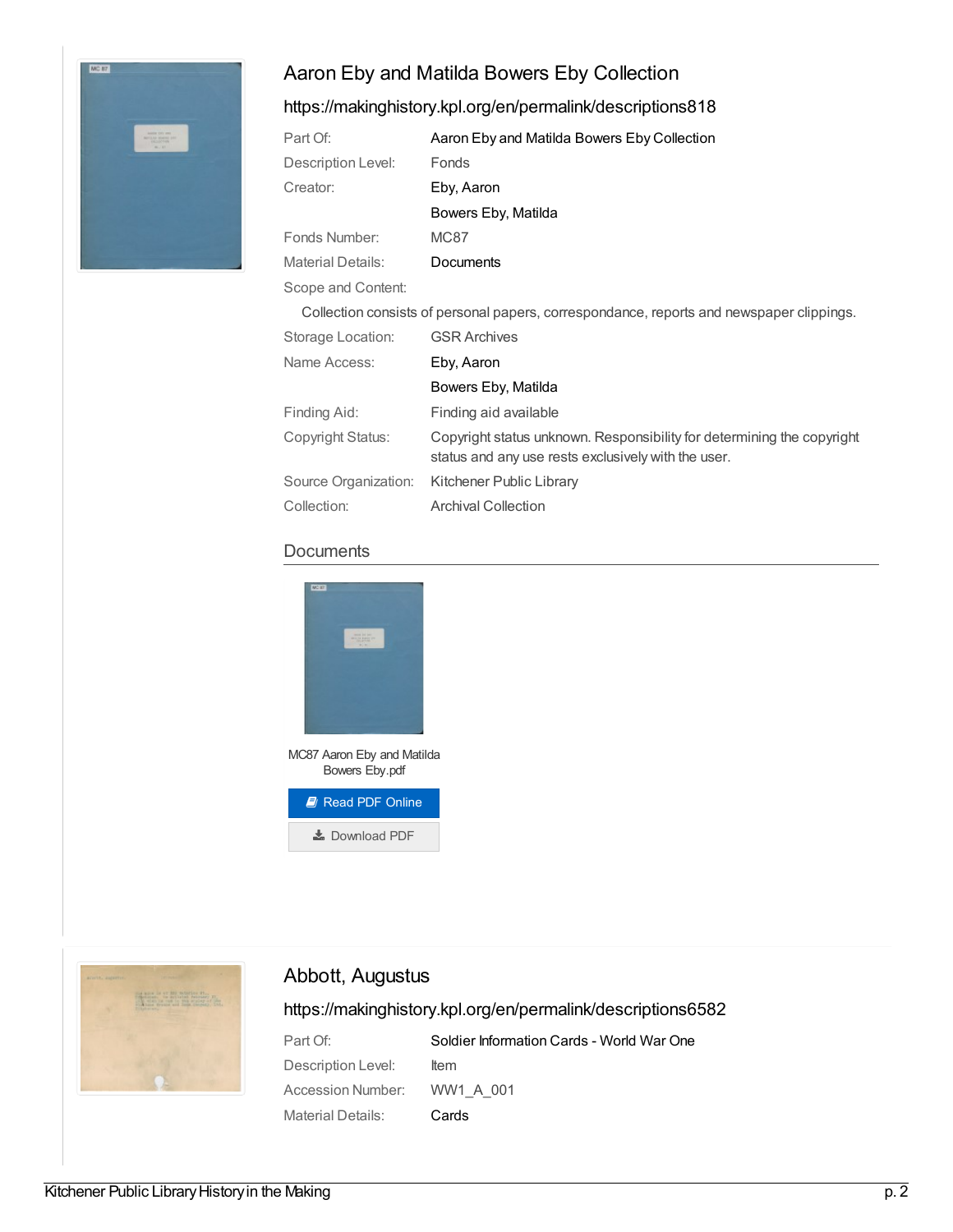## Aaron Eby and Matilda Bowers Eby Collection

https://makinghistory.kpl.org/en/permalink/descriptions818

| | |
|---|---|
| Part Of: | Aaron Eby and Matilda Bowers Eby Collection |
| Description Level: | Fonds |
| Creator: | Eby, Aaron |
| | Bowers Eby, Matilda |
| Fonds Number: | MC87 |
| Material Details: | Documents |

Scope and Content:

Collection consists of personal papers, correspondance, reports and newspaper clippings.

| | |
|---|---|
| Storage Location: | GSR Archives |
| Name Access: | Eby, Aaron |
| | Bowers Eby, Matilda |
| Finding Aid: | Finding aid available |
| Copyright Status: | Copyright status unknown. Responsibility for determining the copyright status and any use rests exclusively with the user. |
| Source Organization: | Kitchener Public Library |
| Collection: | Archival Collection |

### Documents

MC87 Aaron Eby and Matilda Bowers Eby.pdf

Read PDF Online

Download PDF

## Abbott, Augustus

https://makinghistory.kpl.org/en/permalink/descriptions6582

| | |
|---|---|
| Part Of: | Soldier Information Cards - World War One |
| Description Level: | Item |
| Accession Number: | WW1_A_001 |
| Material Details: | Cards |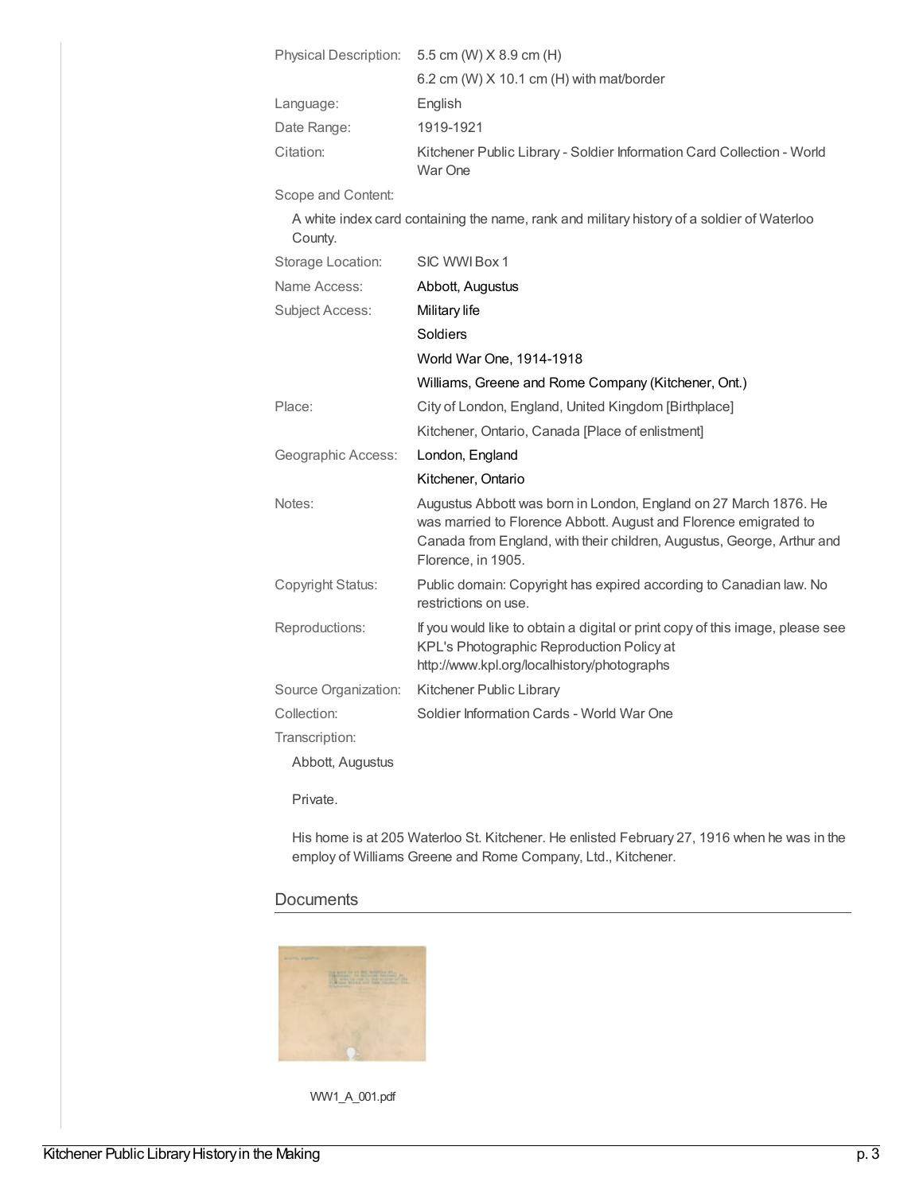| | |
|---|---|
| Physical Description: | 5.5 cm (W) X 8.9 cm (H) |
| | 6.2 cm (W) X 10.1 cm (H) with mat/border |
| Language: | English |
| Date Range: | 1919-1921 |
| Citation: | Kitchener Public Library - Soldier Information Card Collection - World War One |

Scope and Content:

A white index card containing the name, rank and military history of a soldier of Waterloo County.

| | |
|---|---|
| Storage Location: | SIC WWI Box 1 |
| Name Access: | Abbott, Augustus |
| Subject Access: | Military life |
| | Soldiers |
| | World War One, 1914-1918 |
| | Williams, Greene and Rome Company (Kitchener, Ont.) |
| Place: | City of London, England, United Kingdom [Birthplace] |
| | Kitchener, Ontario, Canada [Place of enlistment] |
| Geographic Access: | London, England |
| | Kitchener, Ontario |
| Notes: | Augustus Abbott was born in London, England on 27 March 1876. He was married to Florence Abbott. August and Florence emigrated to Canada from England, with their children, Augustus, George, Arthur and Florence, in 1905. |
| Copyright Status: | Public domain: Copyright has expired according to Canadian law. No restrictions on use. |
| Reproductions: | If you would like to obtain a digital or print copy of this image, please see KPL's Photographic Reproduction Policy at http://www.kpl.org/localhistory/photographs |
| Source Organization: | Kitchener Public Library |
| Collection: | Soldier Information Cards - World War One |

Transcription:

Abbott, Augustus

Private.

His home is at 205 Waterloo St. Kitchener. He enlisted February 27, 1916 when he was in the employ of Williams Greene and Rome Company, Ltd., Kitchener.

## Documents

WW1_A_001.pdf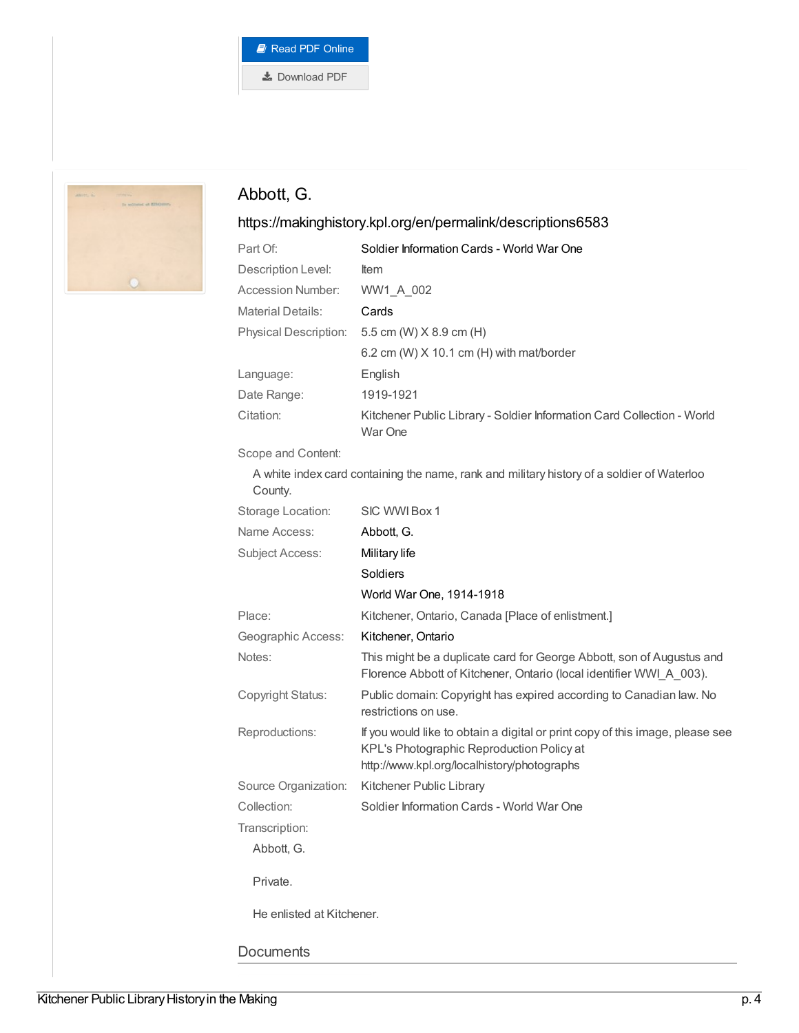Read PDF Online

Download PDF

## Abbott, G.

https://makinghistory.kpl.org/en/permalink/descriptions6583

| | |
|---|---|
| Part Of: | Soldier Information Cards - World War One |
| Description Level: | Item |
| Accession Number: | WW1_A_002 |
| Material Details: | Cards |
| Physical Description: | 5.5 cm (W) X 8.9 cm (H) |
| | 6.2 cm (W) X 10.1 cm (H) with mat/border |
| Language: | English |
| Date Range: | 1919-1921 |
| Citation: | Kitchener Public Library - Soldier Information Card Collection - World War One |

Scope and Content:

A white index card containing the name, rank and military history of a soldier of Waterloo County.

| | |
|---|---|
| Storage Location: | SIC WWI Box 1 |
| Name Access: | Abbott, G. |
| Subject Access: | Military life |
| | Soldiers |
| | World War One, 1914-1918 |
| Place: | Kitchener, Ontario, Canada [Place of enlistment.] |
| Geographic Access: | Kitchener, Ontario |
| Notes: | This might be a duplicate card for George Abbott, son of Augustus and Florence Abbott of Kitchener, Ontario (local identifier WWI_A_003). |
| Copyright Status: | Public domain: Copyright has expired according to Canadian law. No restrictions on use. |
| Reproductions: | If you would like to obtain a digital or print copy of this image, please see KPL's Photographic Reproduction Policy at http://www.kpl.org/localhistory/photographs |
| Source Organization: | Kitchener Public Library |
| Collection: | Soldier Information Cards - World War One |

Transcription:

Abbott, G.

Private.

He enlisted at Kitchener.

### Documents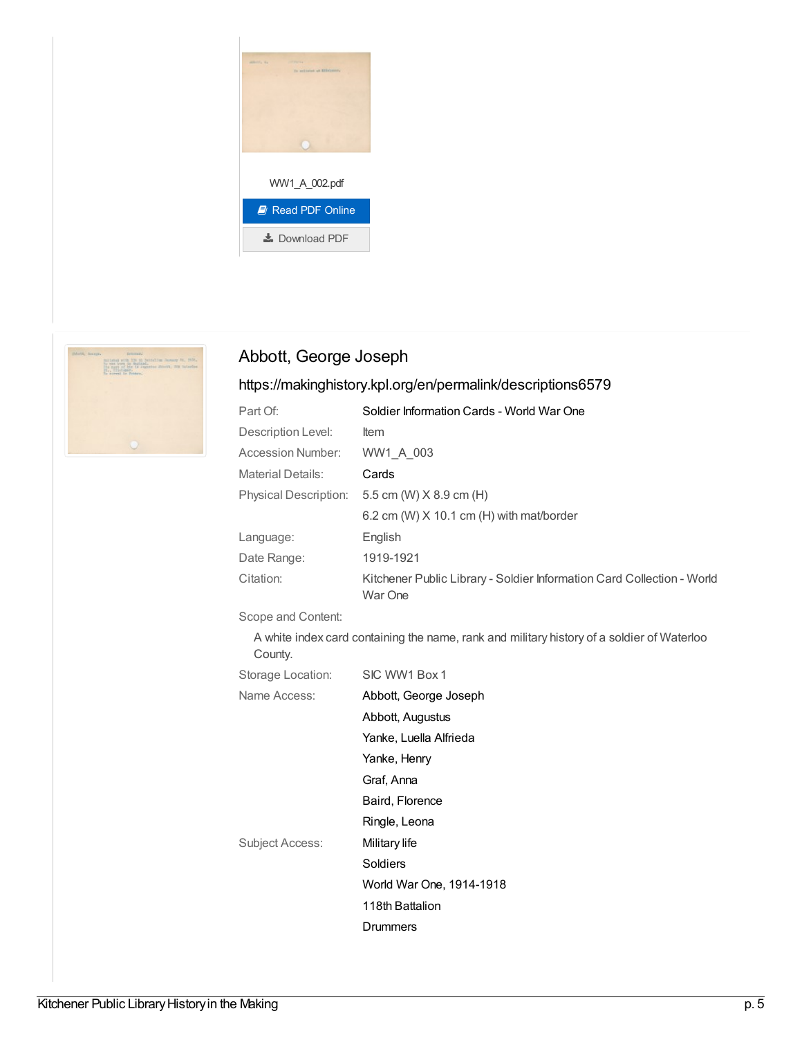WW1_A_002.pdf

Read PDF Online

Download PDF

## Abbott, George Joseph

https://makinghistory.kpl.org/en/permalink/descriptions6579

| | |
|---|---|
| Part Of: | Soldier Information Cards - World War One |
| Description Level: | Item |
| Accession Number: | WW1_A_003 |
| Material Details: | Cards |
| Physical Description: | 5.5 cm (W) X 8.9 cm (H) |
| | 6.2 cm (W) X 10.1 cm (H) with mat/border |
| Language: | English |
| Date Range: | 1919-1921 |
| Citation: | Kitchener Public Library - Soldier Information Card Collection - World War One |

Scope and Content:

A white index card containing the name, rank and military history of a soldier of Waterloo County.

| | |
|---|---|
| Storage Location: | SIC WW1 Box 1 |
| Name Access: | Abbott, George Joseph |
| | Abbott, Augustus |
| | Yanke, Luella Alfrieda |
| | Yanke, Henry |
| | Graf, Anna |
| | Baird, Florence |
| | Ringle, Leona |
| Subject Access: | Military life |
| | Soldiers |
| | World War One, 1914-1918 |
| | 118th Battalion |
| | Drummers |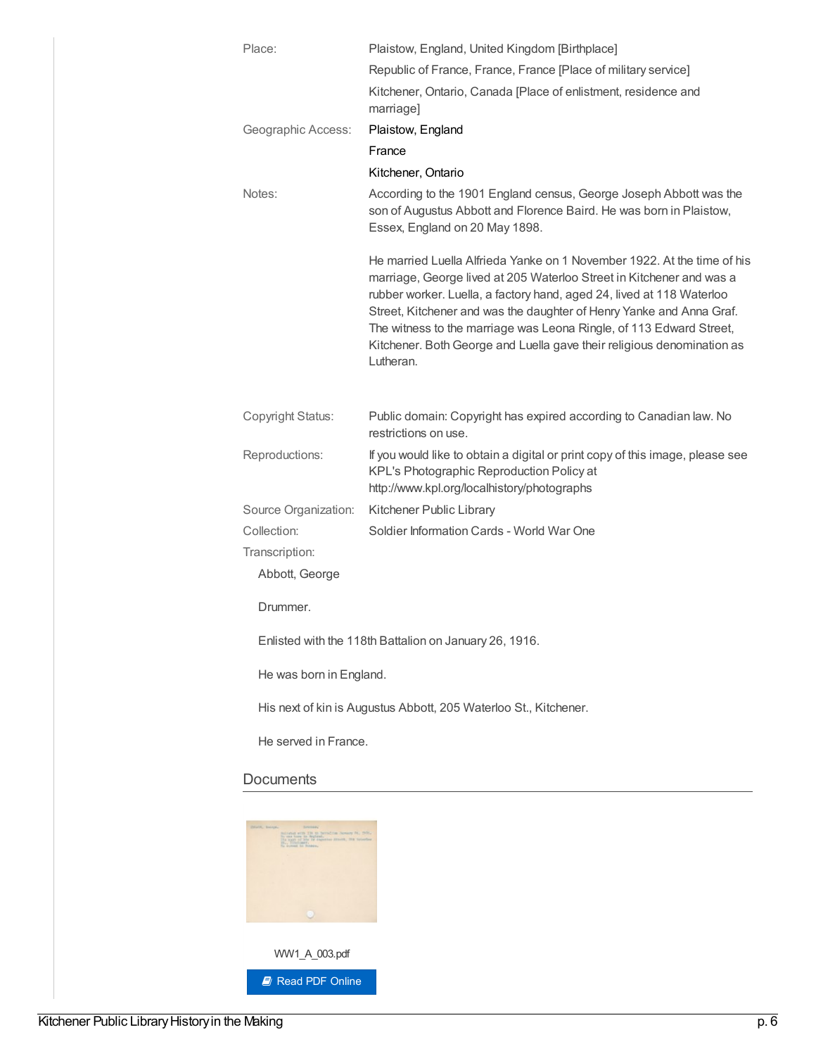| | |
|---|---|
| Place: | Plaistow, England, United Kingdom [Birthplace] |
| | Republic of France, France, France [Place of military service] |
| | Kitchener, Ontario, Canada [Place of enlistment, residence and marriage] |
| Geographic Access: | Plaistow, England |
| | France |
| | Kitchener, Ontario |
| Notes: | According to the 1901 England census, George Joseph Abbott was the son of Augustus Abbott and Florence Baird. He was born in Plaistow, Essex, England on 20 May 1898.<br><br>He married Luella Alfrieda Yanke on 1 November 1922. At the time of his marriage, George lived at 205 Waterloo Street in Kitchener and was a rubber worker. Luella, a factory hand, aged 24, lived at 118 Waterloo Street, Kitchener and was the daughter of Henry Yanke and Anna Graf. The witness to the marriage was Leona Ringle, of 113 Edward Street, Kitchener. Both George and Luella gave their religious denomination as Lutheran. |
| Copyright Status: | Public domain: Copyright has expired according to Canadian law. No restrictions on use. |
| Reproductions: | If you would like to obtain a digital or print copy of this image, please see KPL's Photographic Reproduction Policy at http://www.kpl.org/localhistory/photographs |
| Source Organization: | Kitchener Public Library |
| Collection: | Soldier Information Cards - World War One |

Transcription:

Abbott, George

Drummer.

Enlisted with the 118th Battalion on January 26, 1916.

He was born in England.

His next of kin is Augustus Abbott, 205 Waterloo St., Kitchener.

He served in France.

## Documents

WW1_A_003.pdf

Read PDF Online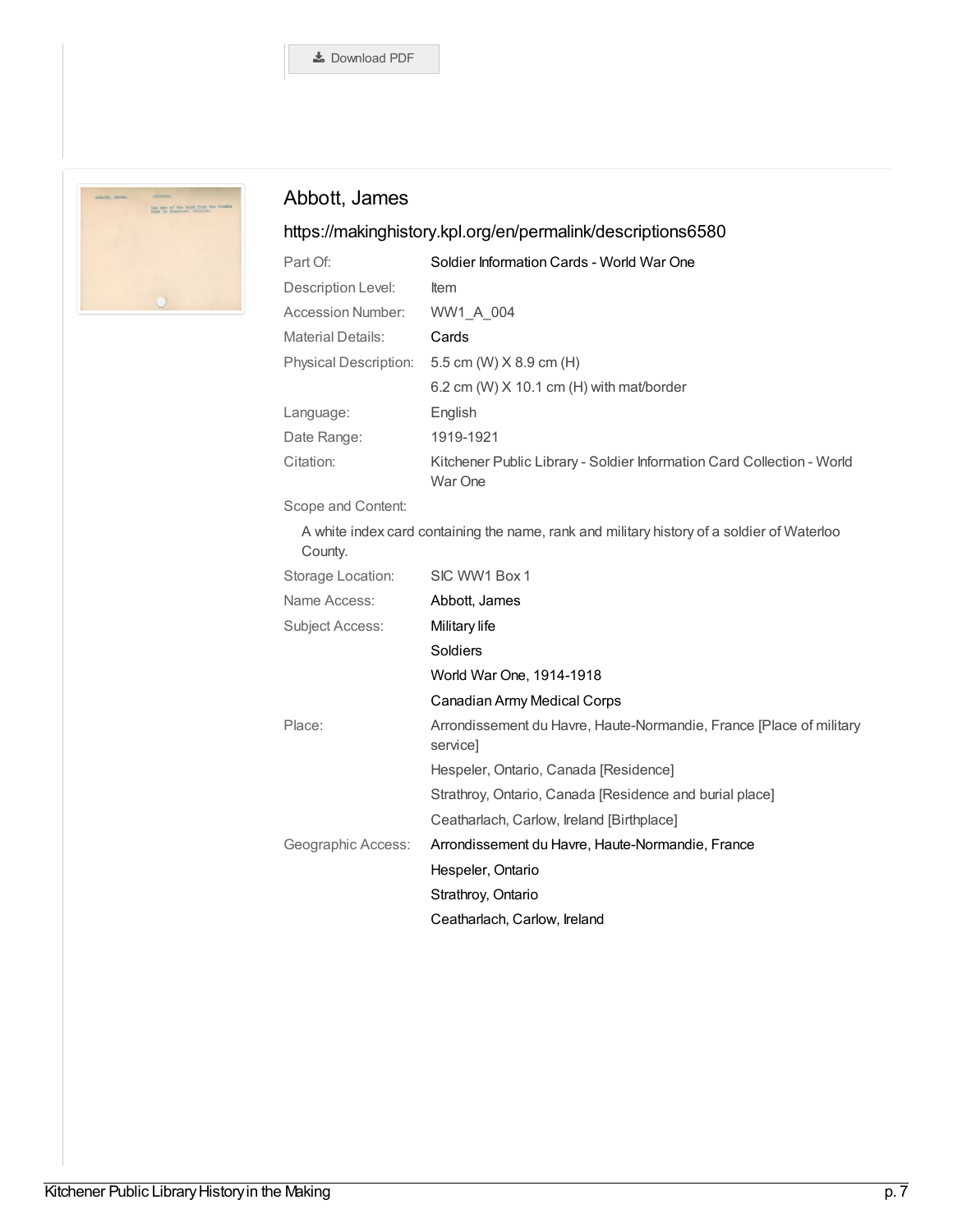Download PDF

## Abbott, James

https://makinghistory.kpl.org/en/permalink/descriptions6580

| | |
|---|---|
| Part Of: | Soldier Information Cards - World War One |
| Description Level: | Item |
| Accession Number: | WW1_A_004 |
| Material Details: | Cards |
| Physical Description: | 5.5 cm (W) X 8.9 cm (H) |
| | 6.2 cm (W) X 10.1 cm (H) with mat/border |
| Language: | English |
| Date Range: | 1919-1921 |
| Citation: | Kitchener Public Library - Soldier Information Card Collection - World War One |

Scope and Content:

A white index card containing the name, rank and military history of a soldier of Waterloo County.

| | |
|---|---|
| Storage Location: | SIC WW1 Box 1 |
| Name Access: | Abbott, James |
| Subject Access: | Military life |
| | Soldiers |
| | World War One, 1914-1918 |
| | Canadian Army Medical Corps |
| Place: | Arrondissement du Havre, Haute-Normandie, France [Place of military service] |
| | Hespeler, Ontario, Canada [Residence] |
| | Strathroy, Ontario, Canada [Residence and burial place] |
| | Ceatharlach, Carlow, Ireland [Birthplace] |
| Geographic Access: | Arrondissement du Havre, Haute-Normandie, France |
| | Hespeler, Ontario |
| | Strathroy, Ontario |
| | Ceatharlach, Carlow, Ireland |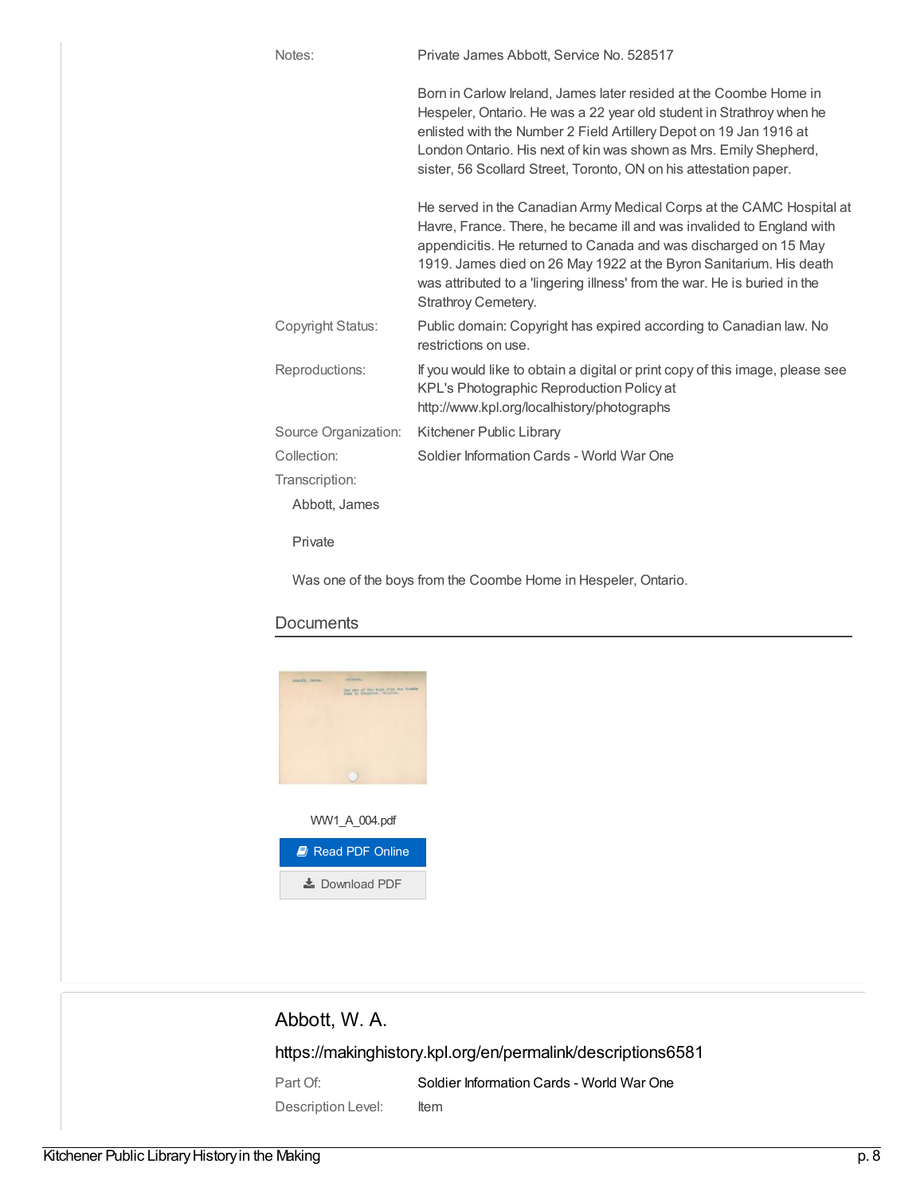| | |
|---|---|
| Notes: | Private James Abbott, Service No. 528517<br><br>Born in Carlow Ireland, James later resided at the Coombe Home in Hespeler, Ontario. He was a 22 year old student in Strathroy when he enlisted with the Number 2 Field Artillery Depot on 19 Jan 1916 at London Ontario. His next of kin was shown as Mrs. Emily Shepherd, sister, 56 Scollard Street, Toronto, ON on his attestation paper.<br><br>He served in the Canadian Army Medical Corps at the CAMC Hospital at Havre, France. There, he became ill and was invalided to England with appendicitis. He returned to Canada and was discharged on 15 May 1919. James died on 26 May 1922 at the Byron Sanitarium. His death was attributed to a 'lingering illness' from the war. He is buried in the Strathroy Cemetery. |
| Copyright Status: | Public domain: Copyright has expired according to Canadian law. No restrictions on use. |
| Reproductions: | If you would like to obtain a digital or print copy of this image, please see KPL's Photographic Reproduction Policy at http://www.kpl.org/localhistory/photographs |
| Source Organization: | Kitchener Public Library |
| Collection: | Soldier Information Cards - World War One |

Transcription:

Abbott, James

Private

Was one of the boys from the Coombe Home in Hespeler, Ontario.

## Documents

WW1_A_004.pdf

Read PDF Online

Download PDF

## Abbott, W. A.

https://makinghistory.kpl.org/en/permalink/descriptions6581

| | |
|---|---|
| Part Of: | Soldier Information Cards - World War One |
| Description Level: | Item |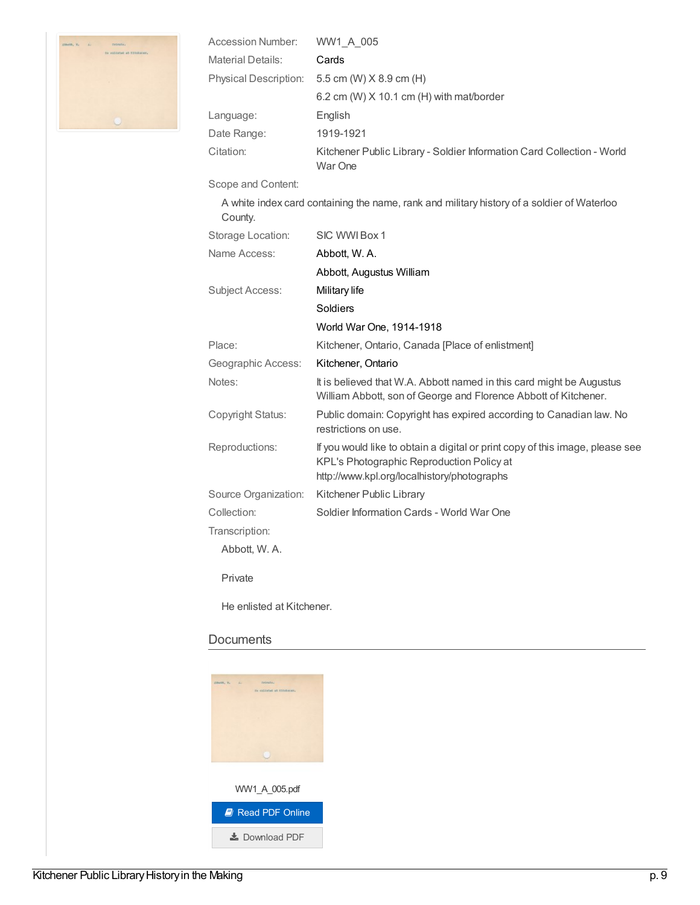| | |
|---|---|
| Accession Number: | WW1_A_005 |
| Material Details: | Cards |
| Physical Description: | 5.5 cm (W) X 8.9 cm (H) |
| | 6.2 cm (W) X 10.1 cm (H) with mat/border |
| Language: | English |
| Date Range: | 1919-1921 |
| Citation: | Kitchener Public Library - Soldier Information Card Collection - World War One |

Scope and Content:

A white index card containing the name, rank and military history of a soldier of Waterloo County.

| | |
|---|---|
| Storage Location: | SIC WWI Box 1 |
| Name Access: | Abbott, W. A. |
| | Abbott, Augustus William |
| Subject Access: | Military life |
| | Soldiers |
| | World War One, 1914-1918 |
| Place: | Kitchener, Ontario, Canada [Place of enlistment] |
| Geographic Access: | Kitchener, Ontario |
| Notes: | It is believed that W.A. Abbott named in this card might be Augustus William Abbott, son of George and Florence Abbott of Kitchener. |
| Copyright Status: | Public domain: Copyright has expired according to Canadian law. No restrictions on use. |
| Reproductions: | If you would like to obtain a digital or print copy of this image, please see KPL's Photographic Reproduction Policy at http://www.kpl.org/localhistory/photographs |
| Source Organization: | Kitchener Public Library |
| Collection: | Soldier Information Cards - World War One |

Transcription:

Abbott, W. A.

Private

He enlisted at Kitchener.

## Documents

WW1_A_005.pdf

Read PDF Online

Download PDF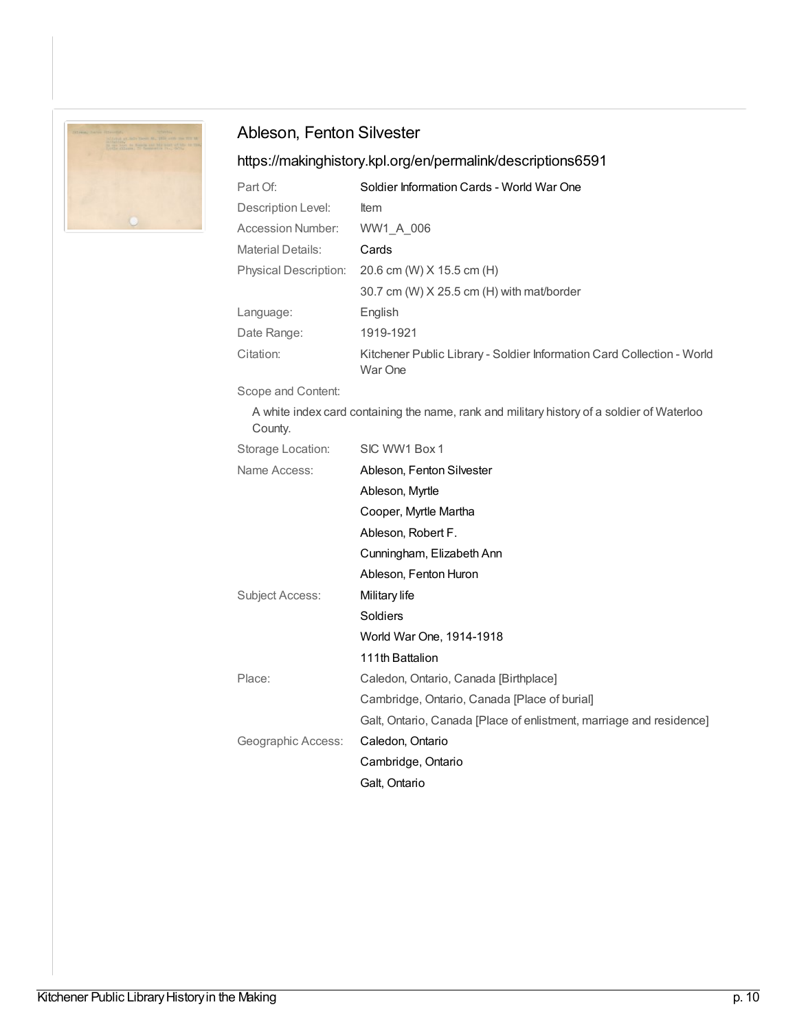## Ableson, Fenton Silvester

https://makinghistory.kpl.org/en/permalink/descriptions6591

| | |
|---|---|
| Part Of: | Soldier Information Cards - World War One |
| Description Level: | Item |
| Accession Number: | WW1_A_006 |
| Material Details: | Cards |
| Physical Description: | 20.6 cm (W) X 15.5 cm (H) |
| | 30.7 cm (W) X 25.5 cm (H) with mat/border |
| Language: | English |
| Date Range: | 1919-1921 |
| Citation: | Kitchener Public Library - Soldier Information Card Collection - World War One |

Scope and Content:

A white index card containing the name, rank and military history of a soldier of Waterloo County.

| | |
|---|---|
| Storage Location: | SIC WW1 Box 1 |
| Name Access: | Ableson, Fenton Silvester |
| | Ableson, Myrtle |
| | Cooper, Myrtle Martha |
| | Ableson, Robert F. |
| | Cunningham, Elizabeth Ann |
| | Ableson, Fenton Huron |
| Subject Access: | Military life |
| | Soldiers |
| | World War One, 1914-1918 |
| | 111th Battalion |
| Place: | Caledon, Ontario, Canada [Birthplace] |
| | Cambridge, Ontario, Canada [Place of burial] |
| | Galt, Ontario, Canada [Place of enlistment, marriage and residence] |
| Geographic Access: | Caledon, Ontario |
| | Cambridge, Ontario |
| | Galt, Ontario |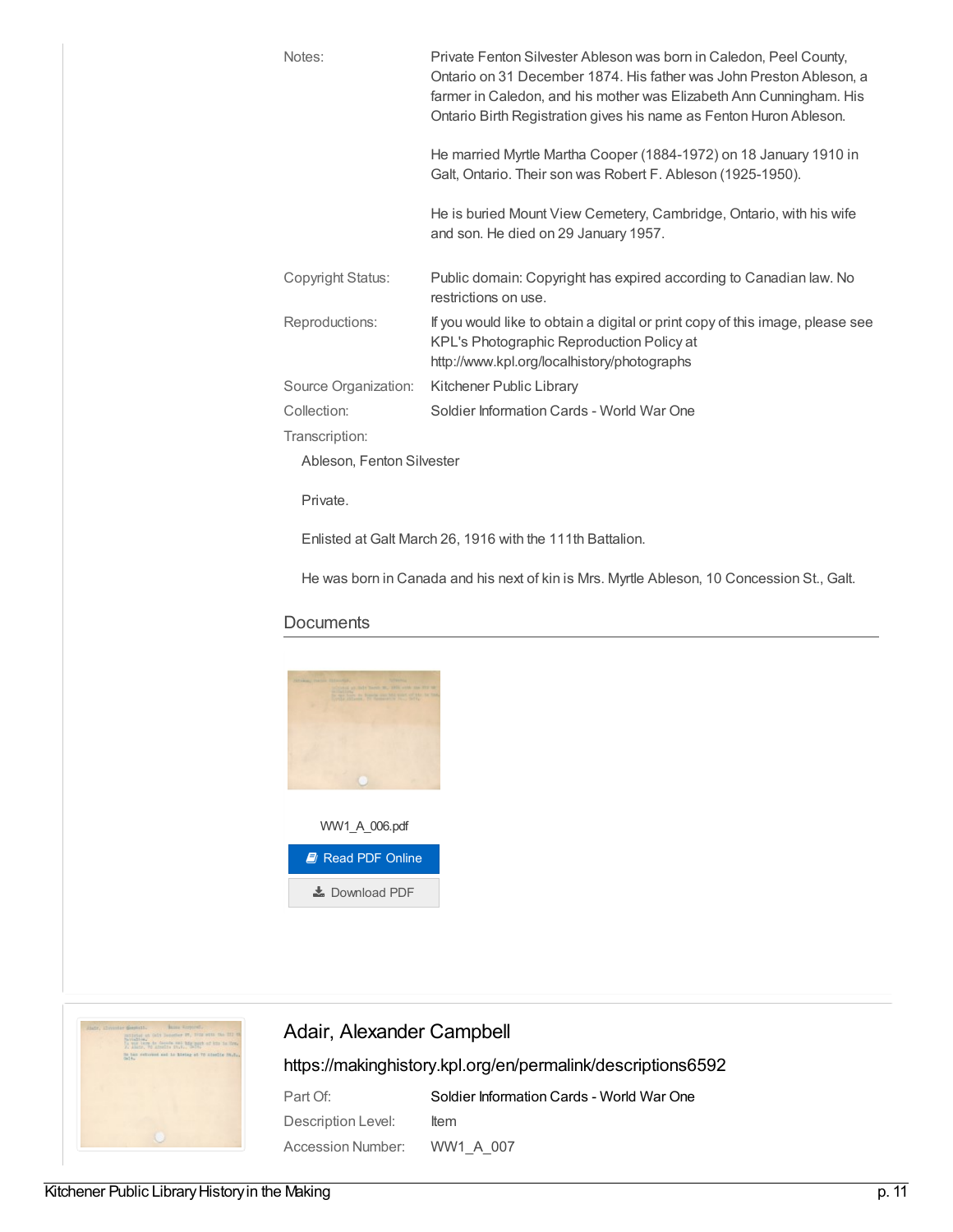| | |
|---|---|
| Notes: | Private Fenton Silvester Ableson was born in Caledon, Peel County, Ontario on 31 December 1874. His father was John Preston Ableson, a farmer in Caledon, and his mother was Elizabeth Ann Cunningham. His Ontario Birth Registration gives his name as Fenton Huron Ableson.<br><br>He married Myrtle Martha Cooper (1884-1972) on 18 January 1910 in Galt, Ontario. Their son was Robert F. Ableson (1925-1950).<br><br>He is buried Mount View Cemetery, Cambridge, Ontario, with his wife and son. He died on 29 January 1957. |
| Copyright Status: | Public domain: Copyright has expired according to Canadian law. No restrictions on use. |
| Reproductions: | If you would like to obtain a digital or print copy of this image, please see KPL's Photographic Reproduction Policy at http://www.kpl.org/localhistory/photographs |
| Source Organization: | Kitchener Public Library |
| Collection: | Soldier Information Cards - World War One |

Transcription:

Ableson, Fenton Silvester

Private.

Enlisted at Galt March 26, 1916 with the 111th Battalion.

He was born in Canada and his next of kin is Mrs. Myrtle Ableson, 10 Concession St., Galt.

## Documents

WW1_A_006.pdf

Read PDF Online

Download PDF

## Adair, Alexander Campbell

https://makinghistory.kpl.org/en/permalink/descriptions6592

| | |
|---|---|
| Part Of: | Soldier Information Cards - World War One |
| Description Level: | Item |
| Accession Number: | WW1_A_007 |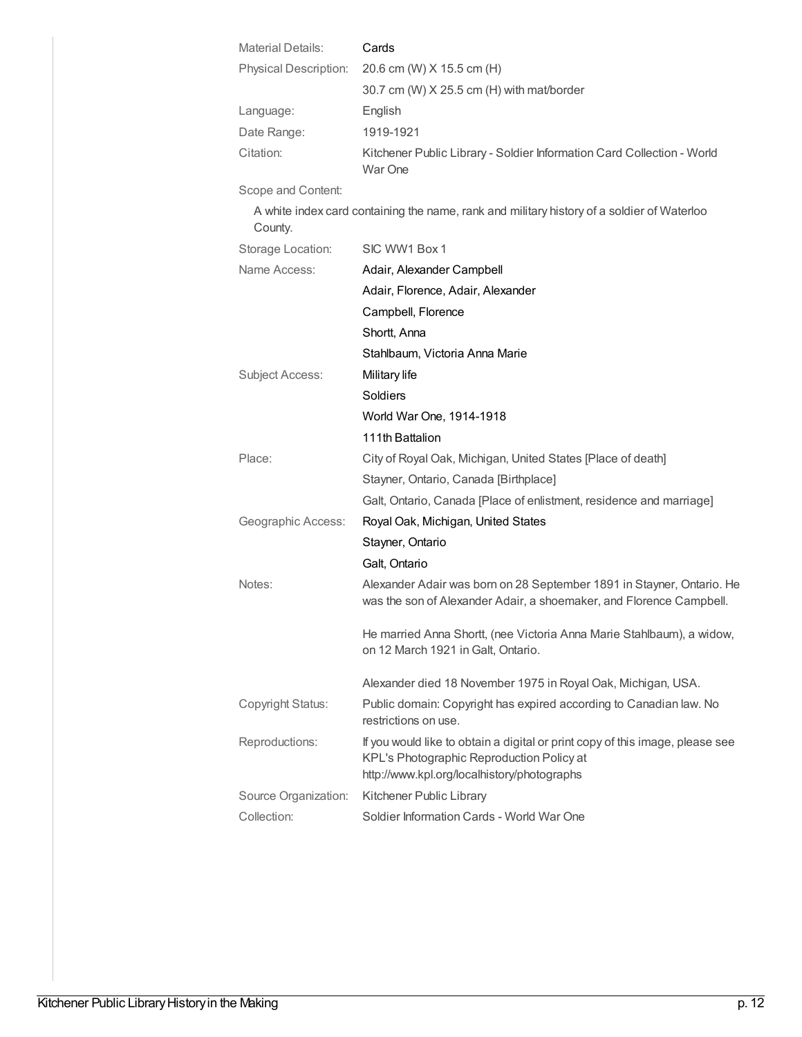| | |
|---|---|
| Material Details: | Cards |
| Physical Description: | 20.6 cm (W) X 15.5 cm (H)<br>30.7 cm (W) X 25.5 cm (H) with mat/border |
| Language: | English |
| Date Range: | 1919-1921 |
| Citation: | Kitchener Public Library - Soldier Information Card Collection - World War One |

Scope and Content:

A white index card containing the name, rank and military history of a soldier of Waterloo County.

| | |
|---|---|
| Storage Location: | SIC WW1 Box 1 |
| Name Access: | Adair, Alexander Campbell<br>Adair, Florence, Adair, Alexander<br>Campbell, Florence<br>Shortt, Anna<br>Stahlbaum, Victoria Anna Marie |
| Subject Access: | Military life<br>Soldiers<br>World War One, 1914-1918<br>111th Battalion |
| Place: | City of Royal Oak, Michigan, United States [Place of death]<br>Stayner, Ontario, Canada [Birthplace]<br>Galt, Ontario, Canada [Place of enlistment, residence and marriage] |
| Geographic Access: | Royal Oak, Michigan, United States<br>Stayner, Ontario<br>Galt, Ontario |
| Notes: | Alexander Adair was born on 28 September 1891 in Stayner, Ontario. He was the son of Alexander Adair, a shoemaker, and Florence Campbell.<br><br>He married Anna Shortt, (nee Victoria Anna Marie Stahlbaum), a widow, on 12 March 1921 in Galt, Ontario.<br><br>Alexander died 18 November 1975 in Royal Oak, Michigan, USA. |
| Copyright Status: | Public domain: Copyright has expired according to Canadian law. No restrictions on use. |
| Reproductions: | If you would like to obtain a digital or print copy of this image, please see KPL's Photographic Reproduction Policy at http://www.kpl.org/localhistory/photographs |
| Source Organization: | Kitchener Public Library |
| Collection: | Soldier Information Cards - World War One |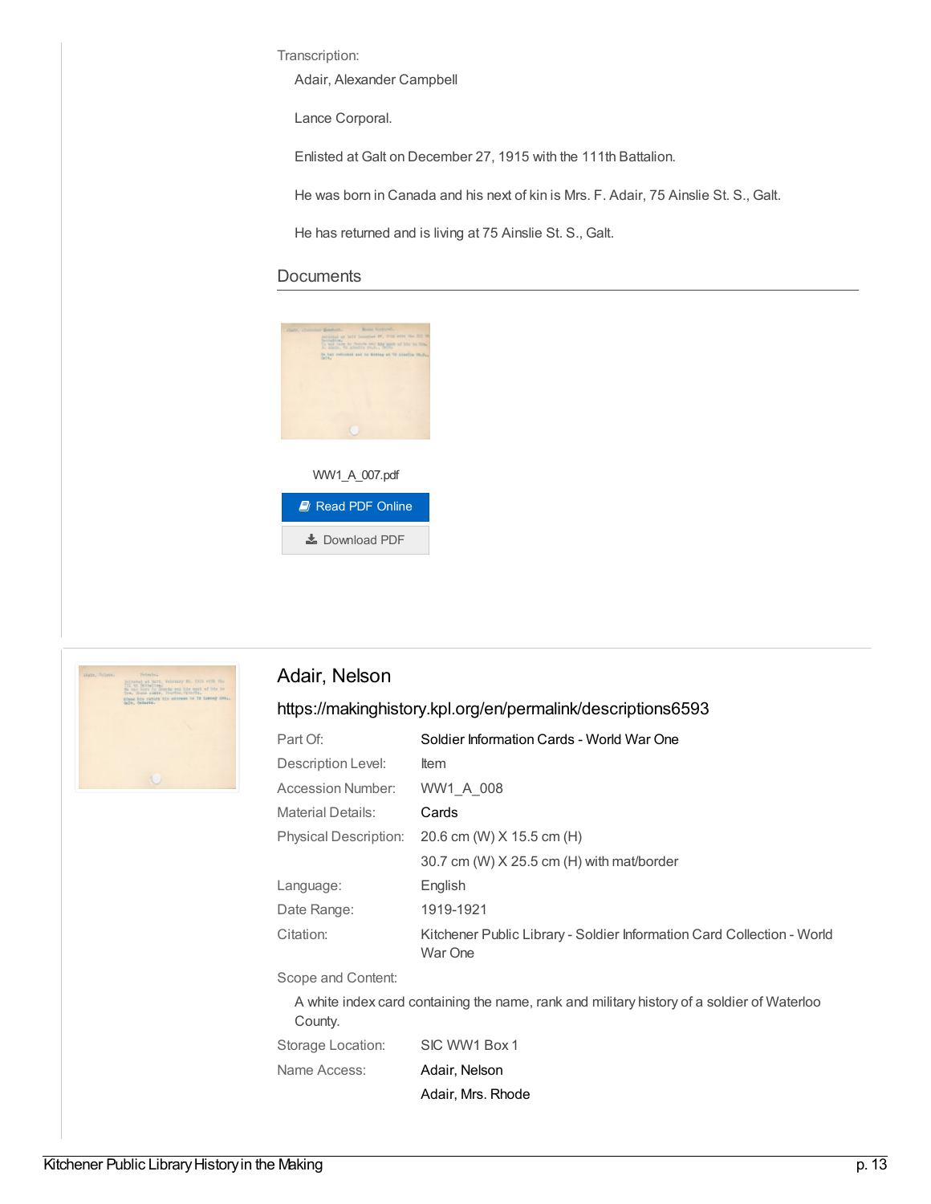Transcription:

Adair, Alexander Campbell

Lance Corporal.

Enlisted at Galt on December 27, 1915 with the 111th Battalion.

He was born in Canada and his next of kin is Mrs. F. Adair, 75 Ainslie St. S., Galt.

He has returned and is living at 75 Ainslie St. S., Galt.

## Documents

WW1_A_007.pdf

Read PDF Online

Download PDF

## Adair, Nelson

https://makinghistory.kpl.org/en/permalink/descriptions6593

| | |
|---|---|
| Part Of: | Soldier Information Cards - World War One |
| Description Level: | Item |
| Accession Number: | WW1_A_008 |
| Material Details: | Cards |
| Physical Description: | 20.6 cm (W) X 15.5 cm (H) |
| | 30.7 cm (W) X 25.5 cm (H) with mat/border |
| Language: | English |
| Date Range: | 1919-1921 |
| Citation: | Kitchener Public Library - Soldier Information Card Collection - World War One |

Scope and Content:

A white index card containing the name, rank and military history of a soldier of Waterloo County.

| | |
|---|---|
| Storage Location: | SIC WW1 Box 1 |
| Name Access: | Adair, Nelson |
| | Adair, Mrs. Rhode |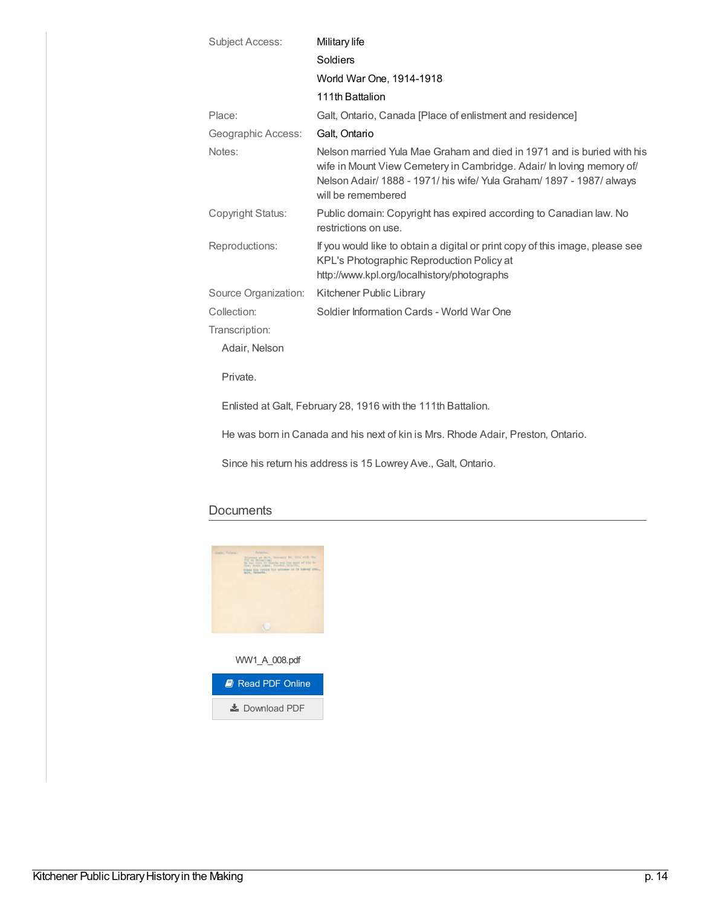| | |
|---|---|
| Subject Access: | Military life |
| | Soldiers |
| | World War One, 1914-1918 |
| | 111th Battalion |
| Place: | Galt, Ontario, Canada [Place of enlistment and residence] |
| Geographic Access: | Galt, Ontario |
| Notes: | Nelson married Yula Mae Graham and died in 1971 and is buried with his wife in Mount View Cemetery in Cambridge. Adair/ In loving memory of/ Nelson Adair/ 1888 - 1971/ his wife/ Yula Graham/ 1897 - 1987/ always will be remembered |
| Copyright Status: | Public domain: Copyright has expired according to Canadian law. No restrictions on use. |
| Reproductions: | If you would like to obtain a digital or print copy of this image, please see KPL's Photographic Reproduction Policy at http://www.kpl.org/localhistory/photographs |
| Source Organization: | Kitchener Public Library |
| Collection: | Soldier Information Cards - World War One |

Transcription:

Adair, Nelson

Private.

Enlisted at Galt, February 28, 1916 with the 111th Battalion.

He was born in Canada and his next of kin is Mrs. Rhode Adair, Preston, Ontario.

Since his return his address is 15 Lowrey Ave., Galt, Ontario.

## Documents

WW1_A_008.pdf

Read PDF Online

Download PDF